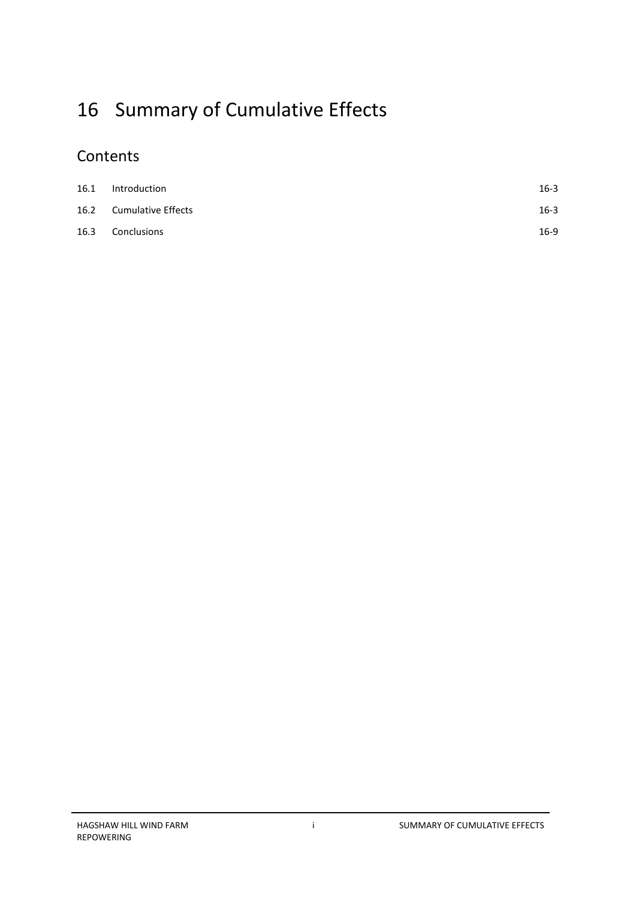# 16 Summary of Cumulative Effects

## Contents

| | | |
|---|---|---|
| 16.1 | Introduction | 16-3 |
| 16.2 | Cumulative Effects | 16-3 |
| 16.3 | Conclusions | 16-9 |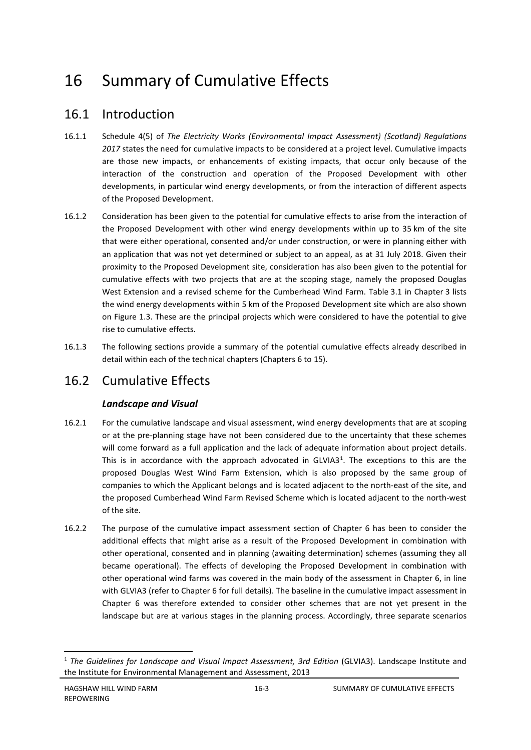# 16 Summary of Cumulative Effects

## 16.1 Introduction

16.1.1 Schedule 4(5) of *The Electricity Works (Environmental Impact Assessment) (Scotland) Regulations 2017* states the need for cumulative impacts to be considered at a project level. Cumulative impacts are those new impacts, or enhancements of existing impacts, that occur only because of the interaction of the construction and operation of the Proposed Development with other developments, in particular wind energy developments, or from the interaction of different aspects of the Proposed Development.

16.1.2 Consideration has been given to the potential for cumulative effects to arise from the interaction of the Proposed Development with other wind energy developments within up to 35 km of the site that were either operational, consented and/or under construction, or were in planning either with an application that was not yet determined or subject to an appeal, as at 31 July 2018. Given their proximity to the Proposed Development site, consideration has also been given to the potential for cumulative effects with two projects that are at the scoping stage, namely the proposed Douglas West Extension and a revised scheme for the Cumberhead Wind Farm. Table 3.1 in Chapter 3 lists the wind energy developments within 5 km of the Proposed Development site which are also shown on Figure 1.3. These are the principal projects which were considered to have the potential to give rise to cumulative effects.

16.1.3 The following sections provide a summary of the potential cumulative effects already described in detail within each of the technical chapters (Chapters 6 to 15).

## 16.2 Cumulative Effects

### *Landscape and Visual*

16.2.1 For the cumulative landscape and visual assessment, wind energy developments that are at scoping or at the pre-planning stage have not been considered due to the uncertainty that these schemes will come forward as a full application and the lack of adequate information about project details. This is in accordance with the approach advocated in GLVIA3[1]. The exceptions to this are the proposed Douglas West Wind Farm Extension, which is also proposed by the same group of companies to which the Applicant belongs and is located adjacent to the north-east of the site, and the proposed Cumberhead Wind Farm Revised Scheme which is located adjacent to the north-west of the site.

16.2.2 The purpose of the cumulative impact assessment section of Chapter 6 has been to consider the additional effects that might arise as a result of the Proposed Development in combination with other operational, consented and in planning (awaiting determination) schemes (assuming they all became operational). The effects of developing the Proposed Development in combination with other operational wind farms was covered in the main body of the assessment in Chapter 6, in line with GLVIA3 (refer to Chapter 6 for full details). The baseline in the cumulative impact assessment in Chapter 6 was therefore extended to consider other schemes that are not yet present in the landscape but are at various stages in the planning process. Accordingly, three separate scenarios

---

[1] *The Guidelines for Landscape and Visual Impact Assessment, 3rd Edition* (GLVIA3). Landscape Institute and the Institute for Environmental Management and Assessment, 2013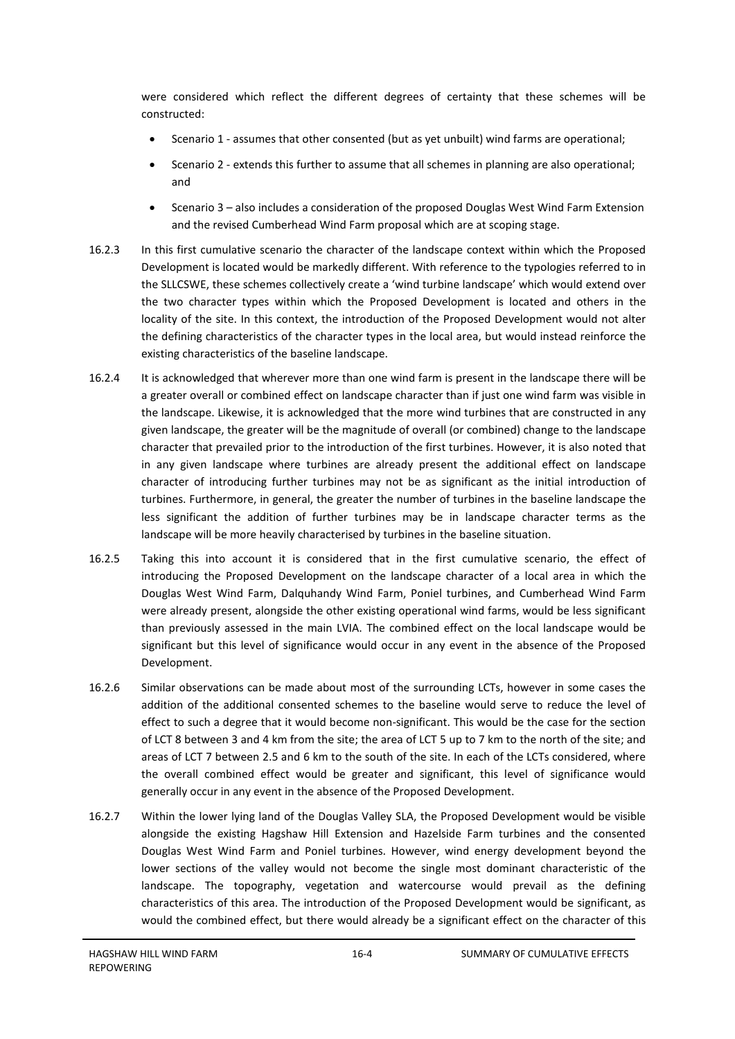were considered which reflect the different degrees of certainty that these schemes will be constructed:

- Scenario 1 - assumes that other consented (but as yet unbuilt) wind farms are operational;
- Scenario 2 - extends this further to assume that all schemes in planning are also operational; and
- Scenario 3 – also includes a consideration of the proposed Douglas West Wind Farm Extension and the revised Cumberhead Wind Farm proposal which are at scoping stage.

16.2.3 In this first cumulative scenario the character of the landscape context within which the Proposed Development is located would be markedly different. With reference to the typologies referred to in the SLLCSWE, these schemes collectively create a 'wind turbine landscape' which would extend over the two character types within which the Proposed Development is located and others in the locality of the site. In this context, the introduction of the Proposed Development would not alter the defining characteristics of the character types in the local area, but would instead reinforce the existing characteristics of the baseline landscape.

16.2.4 It is acknowledged that wherever more than one wind farm is present in the landscape there will be a greater overall or combined effect on landscape character than if just one wind farm was visible in the landscape. Likewise, it is acknowledged that the more wind turbines that are constructed in any given landscape, the greater will be the magnitude of overall (or combined) change to the landscape character that prevailed prior to the introduction of the first turbines. However, it is also noted that in any given landscape where turbines are already present the additional effect on landscape character of introducing further turbines may not be as significant as the initial introduction of turbines. Furthermore, in general, the greater the number of turbines in the baseline landscape the less significant the addition of further turbines may be in landscape character terms as the landscape will be more heavily characterised by turbines in the baseline situation.

16.2.5 Taking this into account it is considered that in the first cumulative scenario, the effect of introducing the Proposed Development on the landscape character of a local area in which the Douglas West Wind Farm, Dalquhandy Wind Farm, Poniel turbines, and Cumberhead Wind Farm were already present, alongside the other existing operational wind farms, would be less significant than previously assessed in the main LVIA. The combined effect on the local landscape would be significant but this level of significance would occur in any event in the absence of the Proposed Development.

16.2.6 Similar observations can be made about most of the surrounding LCTs, however in some cases the addition of the additional consented schemes to the baseline would serve to reduce the level of effect to such a degree that it would become non-significant. This would be the case for the section of LCT 8 between 3 and 4 km from the site; the area of LCT 5 up to 7 km to the north of the site; and areas of LCT 7 between 2.5 and 6 km to the south of the site. In each of the LCTs considered, where the overall combined effect would be greater and significant, this level of significance would generally occur in any event in the absence of the Proposed Development.

16.2.7 Within the lower lying land of the Douglas Valley SLA, the Proposed Development would be visible alongside the existing Hagshaw Hill Extension and Hazelside Farm turbines and the consented Douglas West Wind Farm and Poniel turbines. However, wind energy development beyond the lower sections of the valley would not become the single most dominant characteristic of the landscape. The topography, vegetation and watercourse would prevail as the defining characteristics of this area. The introduction of the Proposed Development would be significant, as would the combined effect, but there would already be a significant effect on the character of this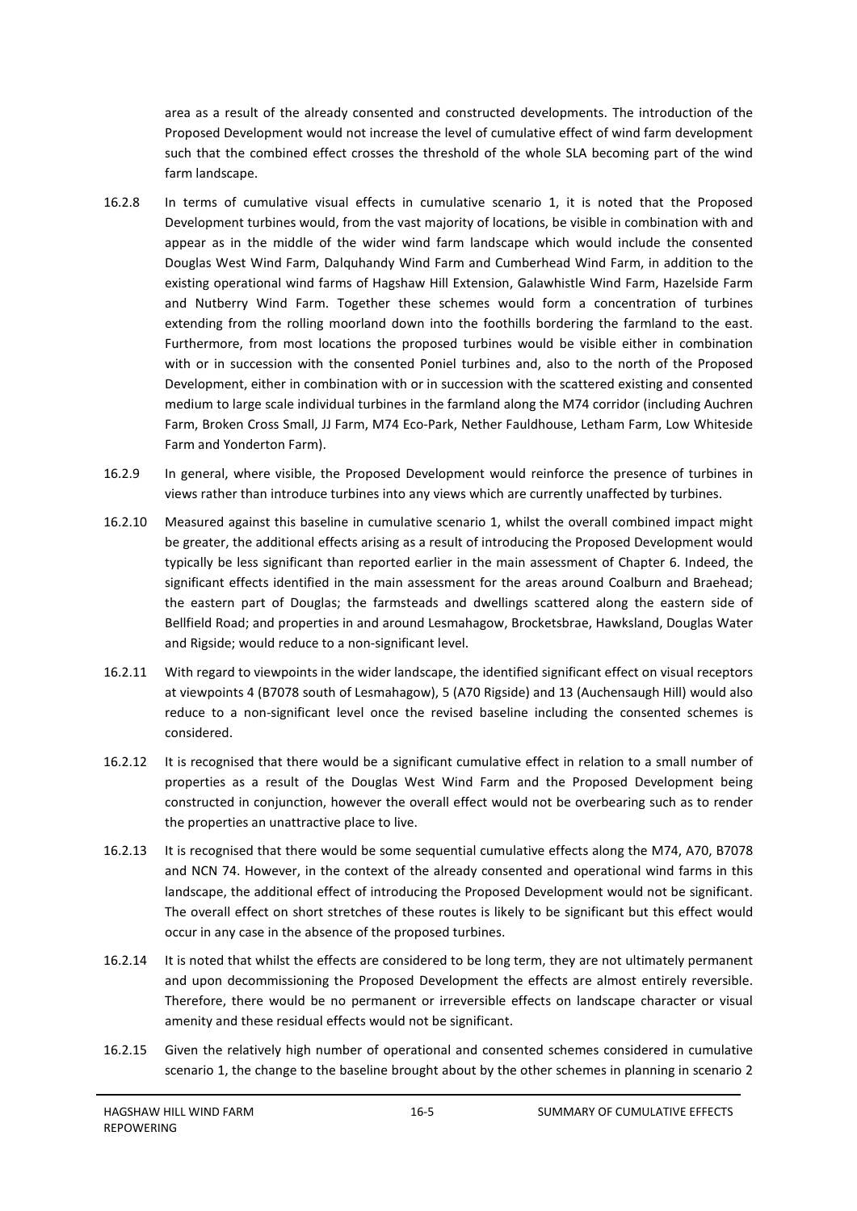area as a result of the already consented and constructed developments. The introduction of the Proposed Development would not increase the level of cumulative effect of wind farm development such that the combined effect crosses the threshold of the whole SLA becoming part of the wind farm landscape.

16.2.8 In terms of cumulative visual effects in cumulative scenario 1, it is noted that the Proposed Development turbines would, from the vast majority of locations, be visible in combination with and appear as in the middle of the wider wind farm landscape which would include the consented Douglas West Wind Farm, Dalquhandy Wind Farm and Cumberhead Wind Farm, in addition to the existing operational wind farms of Hagshaw Hill Extension, Galawhistle Wind Farm, Hazelside Farm and Nutberry Wind Farm. Together these schemes would form a concentration of turbines extending from the rolling moorland down into the foothills bordering the farmland to the east. Furthermore, from most locations the proposed turbines would be visible either in combination with or in succession with the consented Poniel turbines and, also to the north of the Proposed Development, either in combination with or in succession with the scattered existing and consented medium to large scale individual turbines in the farmland along the M74 corridor (including Auchren Farm, Broken Cross Small, JJ Farm, M74 Eco-Park, Nether Fauldhouse, Letham Farm, Low Whiteside Farm and Yonderton Farm).

16.2.9 In general, where visible, the Proposed Development would reinforce the presence of turbines in views rather than introduce turbines into any views which are currently unaffected by turbines.

16.2.10 Measured against this baseline in cumulative scenario 1, whilst the overall combined impact might be greater, the additional effects arising as a result of introducing the Proposed Development would typically be less significant than reported earlier in the main assessment of Chapter 6. Indeed, the significant effects identified in the main assessment for the areas around Coalburn and Braehead; the eastern part of Douglas; the farmsteads and dwellings scattered along the eastern side of Bellfield Road; and properties in and around Lesmahagow, Brocketsbrae, Hawksland, Douglas Water and Rigside; would reduce to a non-significant level.

16.2.11 With regard to viewpoints in the wider landscape, the identified significant effect on visual receptors at viewpoints 4 (B7078 south of Lesmahagow), 5 (A70 Rigside) and 13 (Auchensaugh Hill) would also reduce to a non-significant level once the revised baseline including the consented schemes is considered.

16.2.12 It is recognised that there would be a significant cumulative effect in relation to a small number of properties as a result of the Douglas West Wind Farm and the Proposed Development being constructed in conjunction, however the overall effect would not be overbearing such as to render the properties an unattractive place to live.

16.2.13 It is recognised that there would be some sequential cumulative effects along the M74, A70, B7078 and NCN 74. However, in the context of the already consented and operational wind farms in this landscape, the additional effect of introducing the Proposed Development would not be significant. The overall effect on short stretches of these routes is likely to be significant but this effect would occur in any case in the absence of the proposed turbines.

16.2.14 It is noted that whilst the effects are considered to be long term, they are not ultimately permanent and upon decommissioning the Proposed Development the effects are almost entirely reversible. Therefore, there would be no permanent or irreversible effects on landscape character or visual amenity and these residual effects would not be significant.

16.2.15 Given the relatively high number of operational and consented schemes considered in cumulative scenario 1, the change to the baseline brought about by the other schemes in planning in scenario 2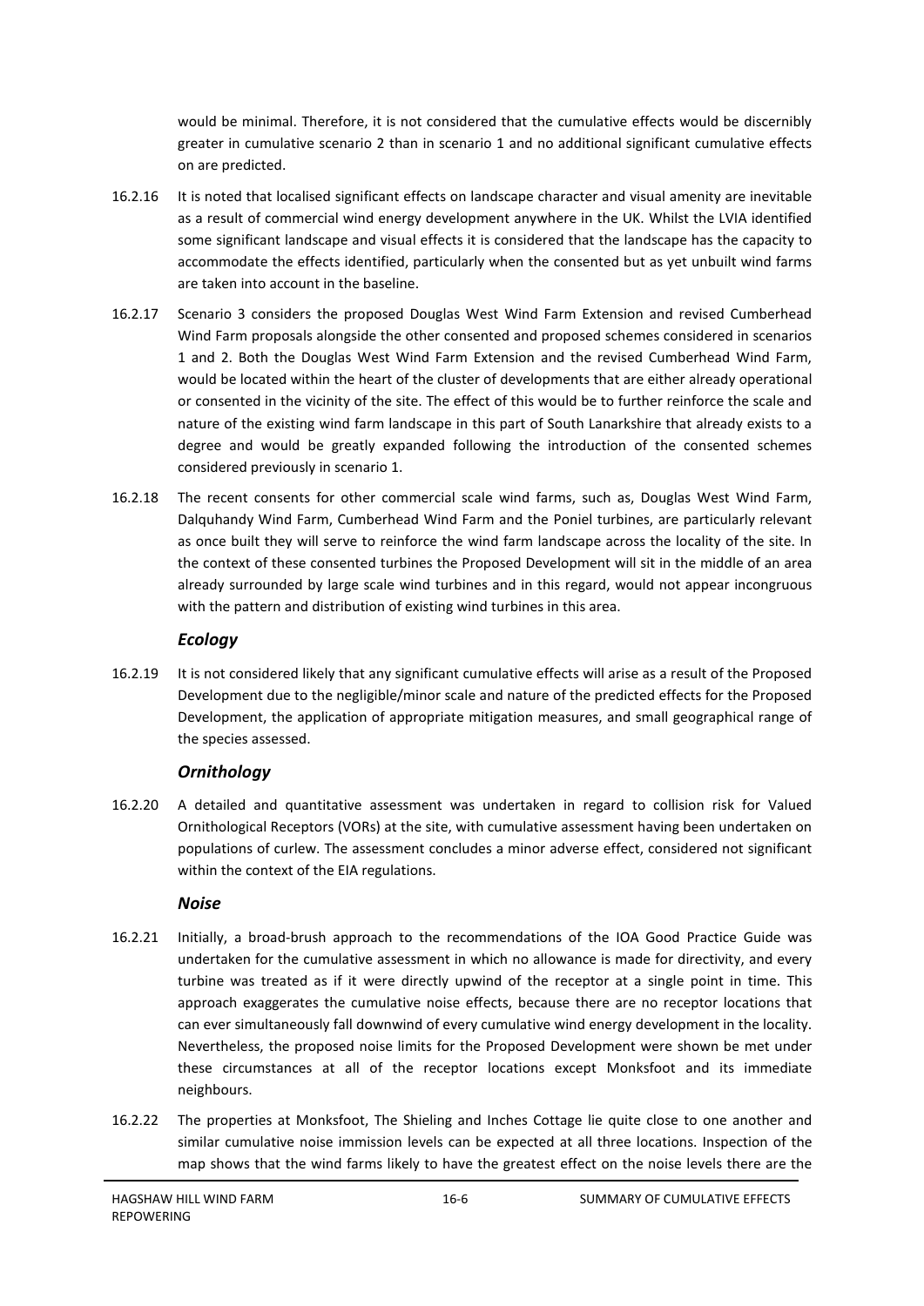would be minimal. Therefore, it is not considered that the cumulative effects would be discernibly greater in cumulative scenario 2 than in scenario 1 and no additional significant cumulative effects on are predicted.

16.2.16 It is noted that localised significant effects on landscape character and visual amenity are inevitable as a result of commercial wind energy development anywhere in the UK. Whilst the LVIA identified some significant landscape and visual effects it is considered that the landscape has the capacity to accommodate the effects identified, particularly when the consented but as yet unbuilt wind farms are taken into account in the baseline.

16.2.17 Scenario 3 considers the proposed Douglas West Wind Farm Extension and revised Cumberhead Wind Farm proposals alongside the other consented and proposed schemes considered in scenarios 1 and 2. Both the Douglas West Wind Farm Extension and the revised Cumberhead Wind Farm, would be located within the heart of the cluster of developments that are either already operational or consented in the vicinity of the site. The effect of this would be to further reinforce the scale and nature of the existing wind farm landscape in this part of South Lanarkshire that already exists to a degree and would be greatly expanded following the introduction of the consented schemes considered previously in scenario 1.

16.2.18 The recent consents for other commercial scale wind farms, such as, Douglas West Wind Farm, Dalquhandy Wind Farm, Cumberhead Wind Farm and the Poniel turbines, are particularly relevant as once built they will serve to reinforce the wind farm landscape across the locality of the site. In the context of these consented turbines the Proposed Development will sit in the middle of an area already surrounded by large scale wind turbines and in this regard, would not appear incongruous with the pattern and distribution of existing wind turbines in this area.

### *Ecology*

16.2.19 It is not considered likely that any significant cumulative effects will arise as a result of the Proposed Development due to the negligible/minor scale and nature of the predicted effects for the Proposed Development, the application of appropriate mitigation measures, and small geographical range of the species assessed.

### *Ornithology*

16.2.20 A detailed and quantitative assessment was undertaken in regard to collision risk for Valued Ornithological Receptors (VORs) at the site, with cumulative assessment having been undertaken on populations of curlew. The assessment concludes a minor adverse effect, considered not significant within the context of the EIA regulations.

### *Noise*

16.2.21 Initially, a broad-brush approach to the recommendations of the IOA Good Practice Guide was undertaken for the cumulative assessment in which no allowance is made for directivity, and every turbine was treated as if it were directly upwind of the receptor at a single point in time. This approach exaggerates the cumulative noise effects, because there are no receptor locations that can ever simultaneously fall downwind of every cumulative wind energy development in the locality. Nevertheless, the proposed noise limits for the Proposed Development were shown be met under these circumstances at all of the receptor locations except Monksfoot and its immediate neighbours.

16.2.22 The properties at Monksfoot, The Shieling and Inches Cottage lie quite close to one another and similar cumulative noise immission levels can be expected at all three locations. Inspection of the map shows that the wind farms likely to have the greatest effect on the noise levels there are the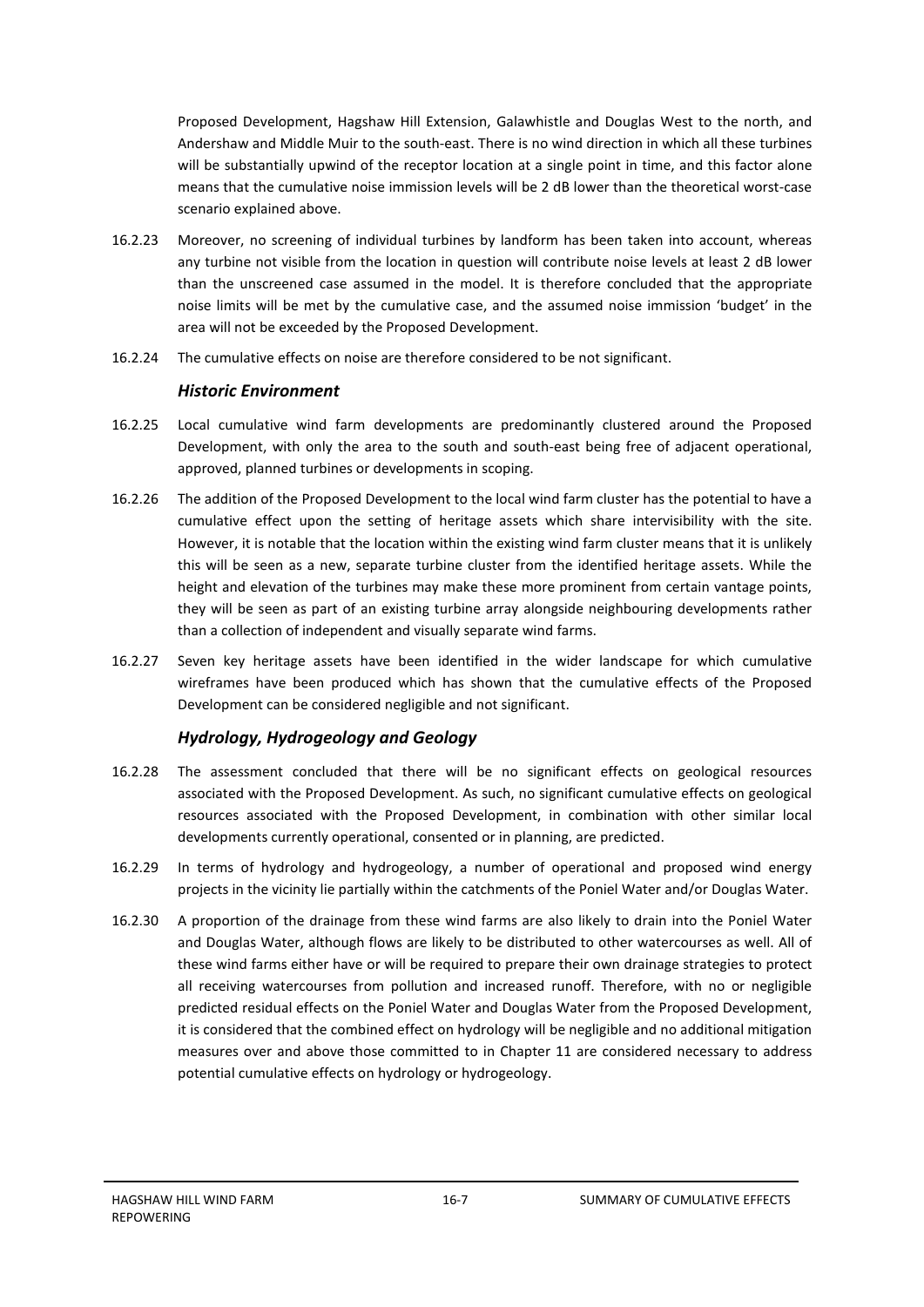Proposed Development, Hagshaw Hill Extension, Galawhistle and Douglas West to the north, and Andershaw and Middle Muir to the south-east. There is no wind direction in which all these turbines will be substantially upwind of the receptor location at a single point in time, and this factor alone means that the cumulative noise immission levels will be 2 dB lower than the theoretical worst-case scenario explained above.

16.2.23 Moreover, no screening of individual turbines by landform has been taken into account, whereas any turbine not visible from the location in question will contribute noise levels at least 2 dB lower than the unscreened case assumed in the model. It is therefore concluded that the appropriate noise limits will be met by the cumulative case, and the assumed noise immission 'budget' in the area will not be exceeded by the Proposed Development.

16.2.24 The cumulative effects on noise are therefore considered to be not significant.

### *Historic Environment*

16.2.25 Local cumulative wind farm developments are predominantly clustered around the Proposed Development, with only the area to the south and south-east being free of adjacent operational, approved, planned turbines or developments in scoping.

16.2.26 The addition of the Proposed Development to the local wind farm cluster has the potential to have a cumulative effect upon the setting of heritage assets which share intervisibility with the site. However, it is notable that the location within the existing wind farm cluster means that it is unlikely this will be seen as a new, separate turbine cluster from the identified heritage assets. While the height and elevation of the turbines may make these more prominent from certain vantage points, they will be seen as part of an existing turbine array alongside neighbouring developments rather than a collection of independent and visually separate wind farms.

16.2.27 Seven key heritage assets have been identified in the wider landscape for which cumulative wireframes have been produced which has shown that the cumulative effects of the Proposed Development can be considered negligible and not significant.

### *Hydrology, Hydrogeology and Geology*

16.2.28 The assessment concluded that there will be no significant effects on geological resources associated with the Proposed Development. As such, no significant cumulative effects on geological resources associated with the Proposed Development, in combination with other similar local developments currently operational, consented or in planning, are predicted.

16.2.29 In terms of hydrology and hydrogeology, a number of operational and proposed wind energy projects in the vicinity lie partially within the catchments of the Poniel Water and/or Douglas Water.

16.2.30 A proportion of the drainage from these wind farms are also likely to drain into the Poniel Water and Douglas Water, although flows are likely to be distributed to other watercourses as well. All of these wind farms either have or will be required to prepare their own drainage strategies to protect all receiving watercourses from pollution and increased runoff. Therefore, with no or negligible predicted residual effects on the Poniel Water and Douglas Water from the Proposed Development, it is considered that the combined effect on hydrology will be negligible and no additional mitigation measures over and above those committed to in Chapter 11 are considered necessary to address potential cumulative effects on hydrology or hydrogeology.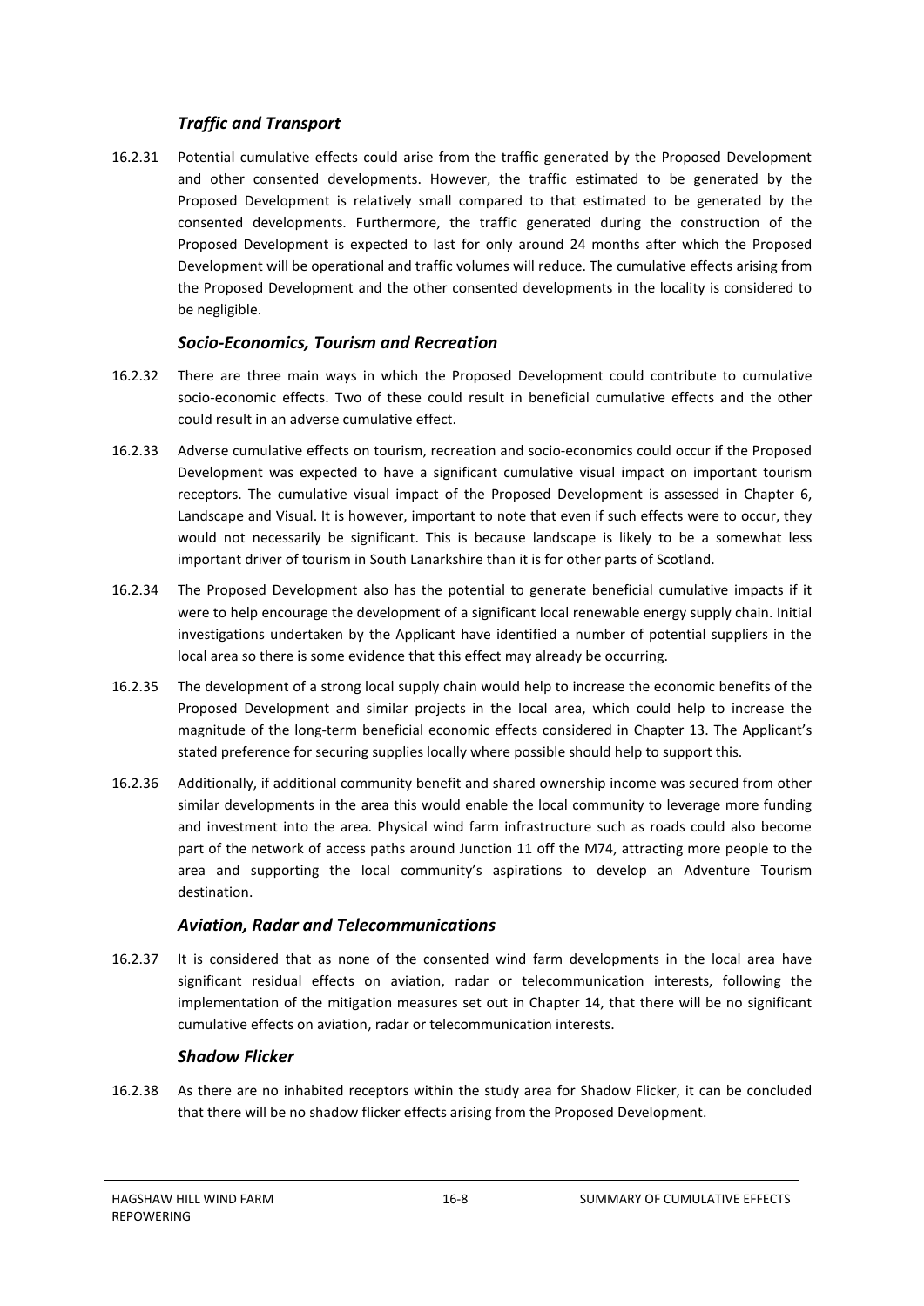### *Traffic and Transport*

16.2.31 Potential cumulative effects could arise from the traffic generated by the Proposed Development and other consented developments. However, the traffic estimated to be generated by the Proposed Development is relatively small compared to that estimated to be generated by the consented developments. Furthermore, the traffic generated during the construction of the Proposed Development is expected to last for only around 24 months after which the Proposed Development will be operational and traffic volumes will reduce. The cumulative effects arising from the Proposed Development and the other consented developments in the locality is considered to be negligible.

### *Socio-Economics, Tourism and Recreation*

16.2.32 There are three main ways in which the Proposed Development could contribute to cumulative socio-economic effects. Two of these could result in beneficial cumulative effects and the other could result in an adverse cumulative effect.

16.2.33 Adverse cumulative effects on tourism, recreation and socio-economics could occur if the Proposed Development was expected to have a significant cumulative visual impact on important tourism receptors. The cumulative visual impact of the Proposed Development is assessed in Chapter 6, Landscape and Visual. It is however, important to note that even if such effects were to occur, they would not necessarily be significant. This is because landscape is likely to be a somewhat less important driver of tourism in South Lanarkshire than it is for other parts of Scotland.

16.2.34 The Proposed Development also has the potential to generate beneficial cumulative impacts if it were to help encourage the development of a significant local renewable energy supply chain. Initial investigations undertaken by the Applicant have identified a number of potential suppliers in the local area so there is some evidence that this effect may already be occurring.

16.2.35 The development of a strong local supply chain would help to increase the economic benefits of the Proposed Development and similar projects in the local area, which could help to increase the magnitude of the long-term beneficial economic effects considered in Chapter 13. The Applicant's stated preference for securing supplies locally where possible should help to support this.

16.2.36 Additionally, if additional community benefit and shared ownership income was secured from other similar developments in the area this would enable the local community to leverage more funding and investment into the area. Physical wind farm infrastructure such as roads could also become part of the network of access paths around Junction 11 off the M74, attracting more people to the area and supporting the local community's aspirations to develop an Adventure Tourism destination.

### *Aviation, Radar and Telecommunications*

16.2.37 It is considered that as none of the consented wind farm developments in the local area have significant residual effects on aviation, radar or telecommunication interests, following the implementation of the mitigation measures set out in Chapter 14, that there will be no significant cumulative effects on aviation, radar or telecommunication interests.

### *Shadow Flicker*

16.2.38 As there are no inhabited receptors within the study area for Shadow Flicker, it can be concluded that there will be no shadow flicker effects arising from the Proposed Development.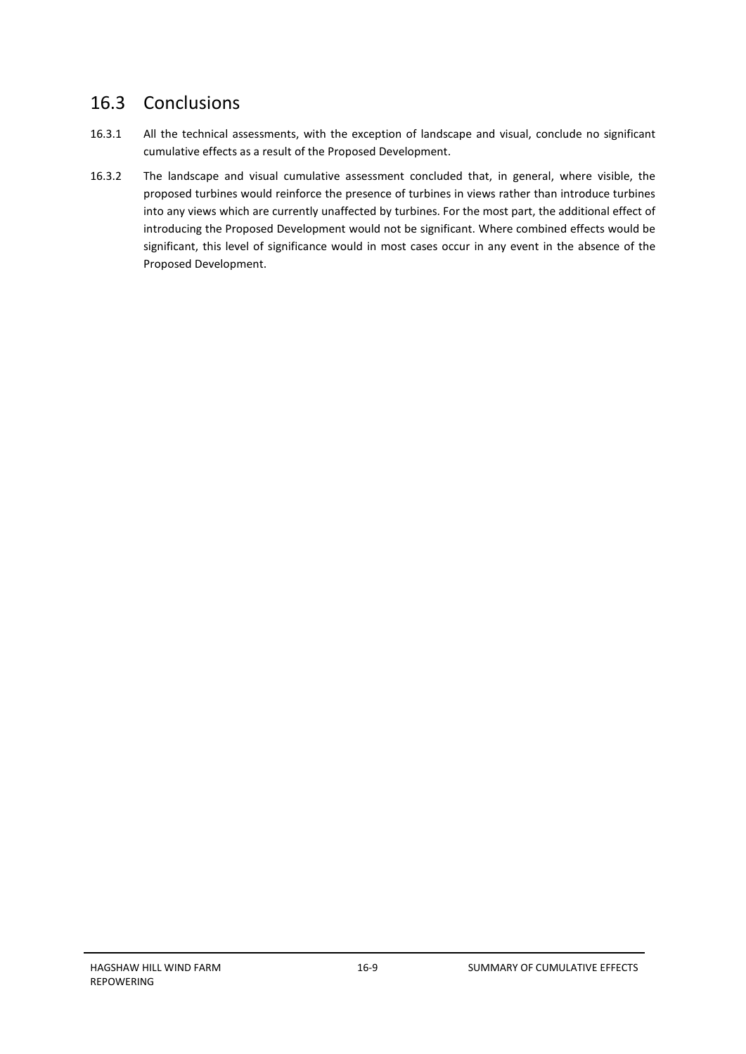## 16.3 Conclusions

16.3.1 All the technical assessments, with the exception of landscape and visual, conclude no significant cumulative effects as a result of the Proposed Development.

16.3.2 The landscape and visual cumulative assessment concluded that, in general, where visible, the proposed turbines would reinforce the presence of turbines in views rather than introduce turbines into any views which are currently unaffected by turbines. For the most part, the additional effect of introducing the Proposed Development would not be significant. Where combined effects would be significant, this level of significance would in most cases occur in any event in the absence of the Proposed Development.